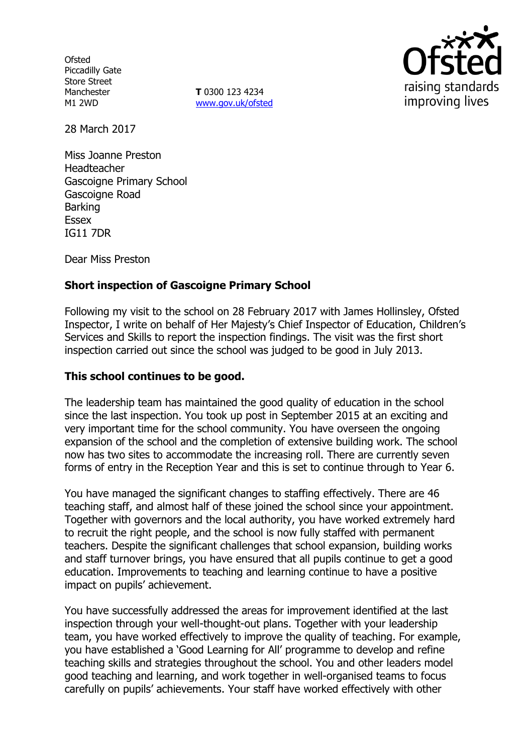Ofsted
Piccadilly Gate
Store Street
Manchester
M1 2WD

**T** 0300 123 4234
www.gov.uk/ofsted

28 March 2017

Miss Joanne Preston
Headteacher
Gascoigne Primary School
Gascoigne Road
Barking
Essex
IG11 7DR

Dear Miss Preston

**Short inspection of Gascoigne Primary School**

Following my visit to the school on 28 February 2017 with James Hollinsley, Ofsted Inspector, I write on behalf of Her Majesty's Chief Inspector of Education, Children's Services and Skills to report the inspection findings. The visit was the first short inspection carried out since the school was judged to be good in July 2013.

**This school continues to be good.**

The leadership team has maintained the good quality of education in the school since the last inspection. You took up post in September 2015 at an exciting and very important time for the school community. You have overseen the ongoing expansion of the school and the completion of extensive building work. The school now has two sites to accommodate the increasing roll. There are currently seven forms of entry in the Reception Year and this is set to continue through to Year 6.

You have managed the significant changes to staffing effectively. There are 46 teaching staff, and almost half of these joined the school since your appointment. Together with governors and the local authority, you have worked extremely hard to recruit the right people, and the school is now fully staffed with permanent teachers. Despite the significant challenges that school expansion, building works and staff turnover brings, you have ensured that all pupils continue to get a good education. Improvements to teaching and learning continue to have a positive impact on pupils' achievement.

You have successfully addressed the areas for improvement identified at the last inspection through your well-thought-out plans. Together with your leadership team, you have worked effectively to improve the quality of teaching. For example, you have established a 'Good Learning for All' programme to develop and refine teaching skills and strategies throughout the school. You and other leaders model good teaching and learning, and work together in well-organised teams to focus carefully on pupils' achievements. Your staff have worked effectively with other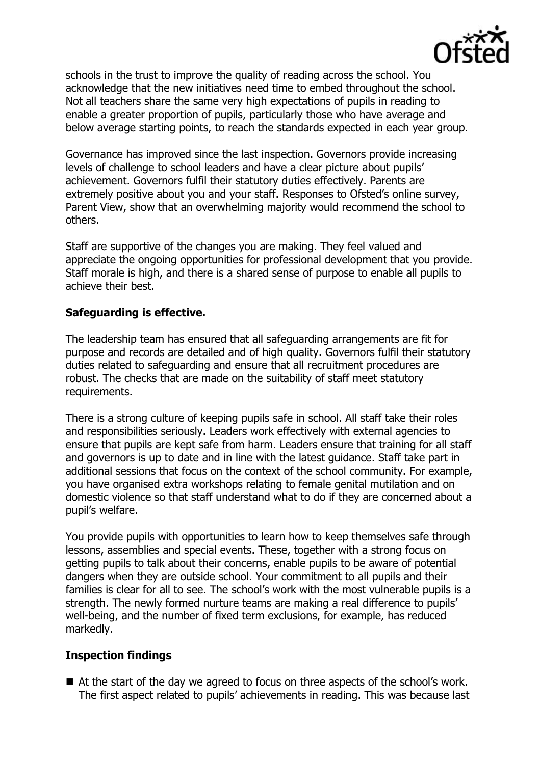schools in the trust to improve the quality of reading across the school. You acknowledge that the new initiatives need time to embed throughout the school. Not all teachers share the same very high expectations of pupils in reading to enable a greater proportion of pupils, particularly those who have average and below average starting points, to reach the standards expected in each year group.

Governance has improved since the last inspection. Governors provide increasing levels of challenge to school leaders and have a clear picture about pupils' achievement. Governors fulfil their statutory duties effectively. Parents are extremely positive about you and your staff. Responses to Ofsted's online survey, Parent View, show that an overwhelming majority would recommend the school to others.

Staff are supportive of the changes you are making. They feel valued and appreciate the ongoing opportunities for professional development that you provide. Staff morale is high, and there is a shared sense of purpose to enable all pupils to achieve their best.

**Safeguarding is effective.**

The leadership team has ensured that all safeguarding arrangements are fit for purpose and records are detailed and of high quality. Governors fulfil their statutory duties related to safeguarding and ensure that all recruitment procedures are robust. The checks that are made on the suitability of staff meet statutory requirements.

There is a strong culture of keeping pupils safe in school. All staff take their roles and responsibilities seriously. Leaders work effectively with external agencies to ensure that pupils are kept safe from harm. Leaders ensure that training for all staff and governors is up to date and in line with the latest guidance. Staff take part in additional sessions that focus on the context of the school community. For example, you have organised extra workshops relating to female genital mutilation and on domestic violence so that staff understand what to do if they are concerned about a pupil's welfare.

You provide pupils with opportunities to learn how to keep themselves safe through lessons, assemblies and special events. These, together with a strong focus on getting pupils to talk about their concerns, enable pupils to be aware of potential dangers when they are outside school. Your commitment to all pupils and their families is clear for all to see. The school's work with the most vulnerable pupils is a strength. The newly formed nurture teams are making a real difference to pupils' well-being, and the number of fixed term exclusions, for example, has reduced markedly.

**Inspection findings**

- At the start of the day we agreed to focus on three aspects of the school's work. The first aspect related to pupils' achievements in reading. This was because last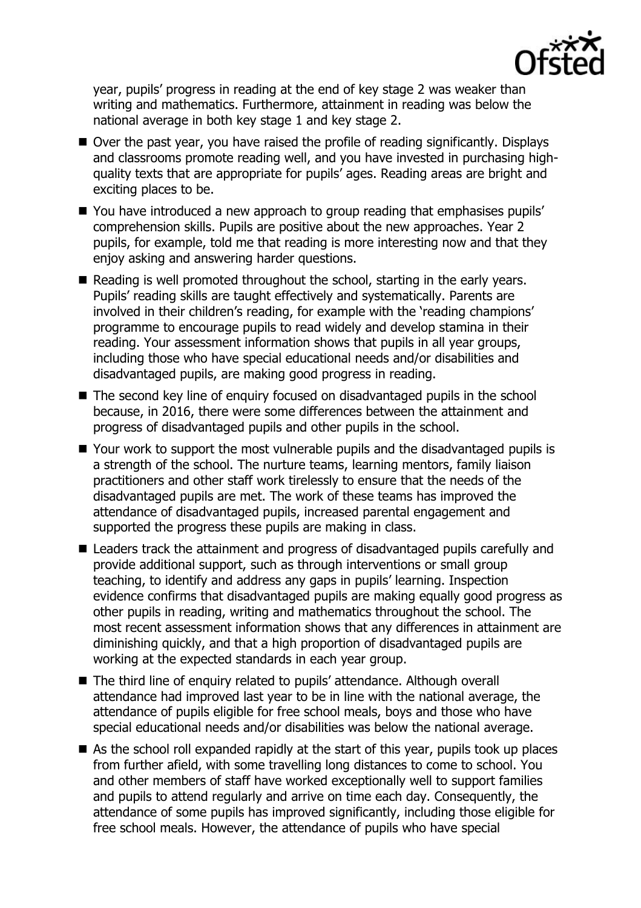year, pupils' progress in reading at the end of key stage 2 was weaker than writing and mathematics. Furthermore, attainment in reading was below the national average in both key stage 1 and key stage 2.

- Over the past year, you have raised the profile of reading significantly. Displays and classrooms promote reading well, and you have invested in purchasing high-quality texts that are appropriate for pupils' ages. Reading areas are bright and exciting places to be.
- You have introduced a new approach to group reading that emphasises pupils' comprehension skills. Pupils are positive about the new approaches. Year 2 pupils, for example, told me that reading is more interesting now and that they enjoy asking and answering harder questions.
- Reading is well promoted throughout the school, starting in the early years. Pupils' reading skills are taught effectively and systematically. Parents are involved in their children's reading, for example with the 'reading champions' programme to encourage pupils to read widely and develop stamina in their reading. Your assessment information shows that pupils in all year groups, including those who have special educational needs and/or disabilities and disadvantaged pupils, are making good progress in reading.
- The second key line of enquiry focused on disadvantaged pupils in the school because, in 2016, there were some differences between the attainment and progress of disadvantaged pupils and other pupils in the school.
- Your work to support the most vulnerable pupils and the disadvantaged pupils is a strength of the school. The nurture teams, learning mentors, family liaison practitioners and other staff work tirelessly to ensure that the needs of the disadvantaged pupils are met. The work of these teams has improved the attendance of disadvantaged pupils, increased parental engagement and supported the progress these pupils are making in class.
- Leaders track the attainment and progress of disadvantaged pupils carefully and provide additional support, such as through interventions or small group teaching, to identify and address any gaps in pupils' learning. Inspection evidence confirms that disadvantaged pupils are making equally good progress as other pupils in reading, writing and mathematics throughout the school. The most recent assessment information shows that any differences in attainment are diminishing quickly, and that a high proportion of disadvantaged pupils are working at the expected standards in each year group.
- The third line of enquiry related to pupils' attendance. Although overall attendance had improved last year to be in line with the national average, the attendance of pupils eligible for free school meals, boys and those who have special educational needs and/or disabilities was below the national average.
- As the school roll expanded rapidly at the start of this year, pupils took up places from further afield, with some travelling long distances to come to school. You and other members of staff have worked exceptionally well to support families and pupils to attend regularly and arrive on time each day. Consequently, the attendance of some pupils has improved significantly, including those eligible for free school meals. However, the attendance of pupils who have special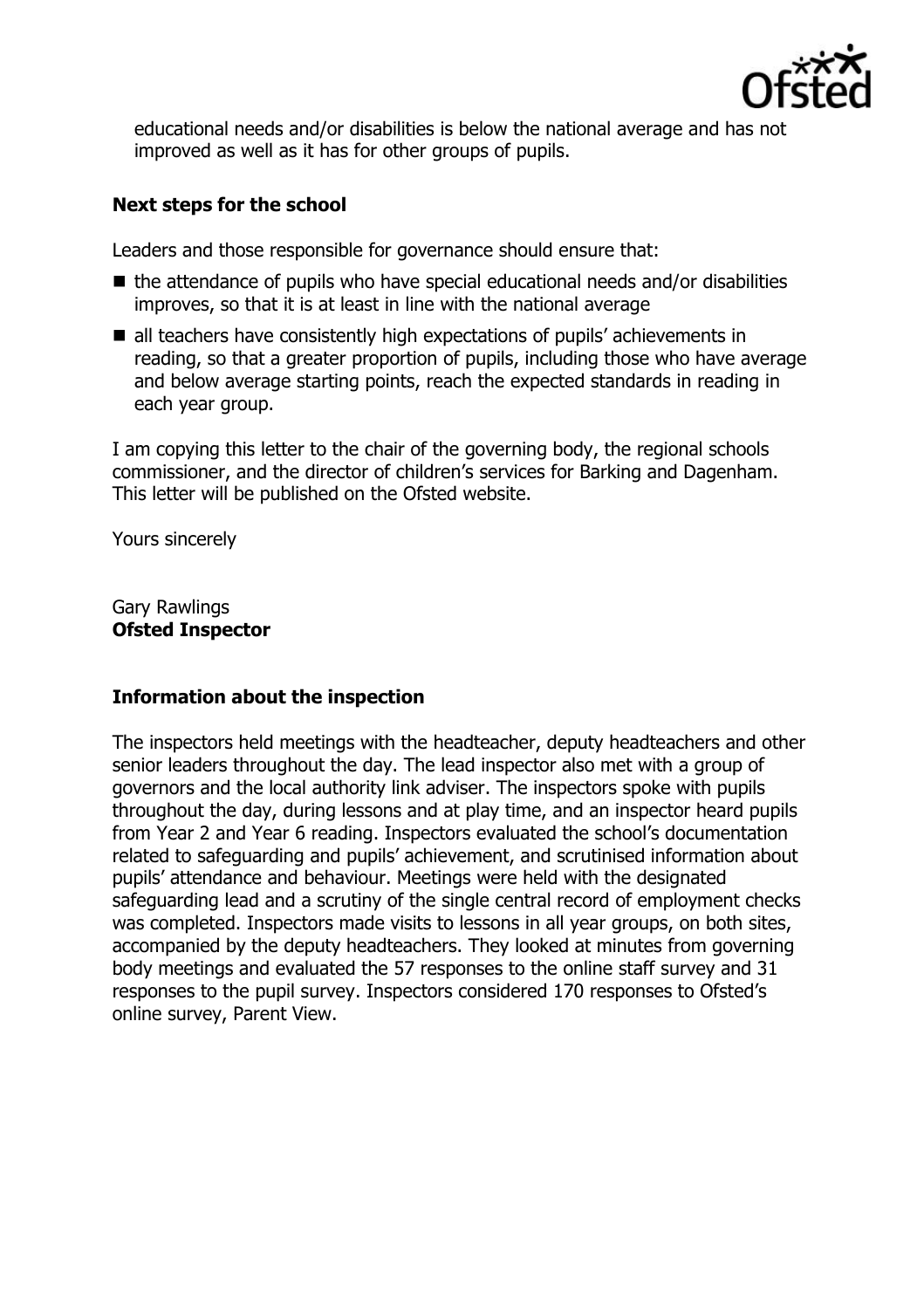educational needs and/or disabilities is below the national average and has not improved as well as it has for other groups of pupils.

### Next steps for the school

Leaders and those responsible for governance should ensure that:

- the attendance of pupils who have special educational needs and/or disabilities improves, so that it is at least in line with the national average
- all teachers have consistently high expectations of pupils' achievements in reading, so that a greater proportion of pupils, including those who have average and below average starting points, reach the expected standards in reading in each year group.

I am copying this letter to the chair of the governing body, the regional schools commissioner, and the director of children's services for Barking and Dagenham. This letter will be published on the Ofsted website.

Yours sincerely

Gary Rawlings
**Ofsted Inspector**

### Information about the inspection

The inspectors held meetings with the headteacher, deputy headteachers and other senior leaders throughout the day. The lead inspector also met with a group of governors and the local authority link adviser. The inspectors spoke with pupils throughout the day, during lessons and at play time, and an inspector heard pupils from Year 2 and Year 6 reading. Inspectors evaluated the school's documentation related to safeguarding and pupils' achievement, and scrutinised information about pupils' attendance and behaviour. Meetings were held with the designated safeguarding lead and a scrutiny of the single central record of employment checks was completed. Inspectors made visits to lessons in all year groups, on both sites, accompanied by the deputy headteachers. They looked at minutes from governing body meetings and evaluated the 57 responses to the online staff survey and 31 responses to the pupil survey. Inspectors considered 170 responses to Ofsted's online survey, Parent View.